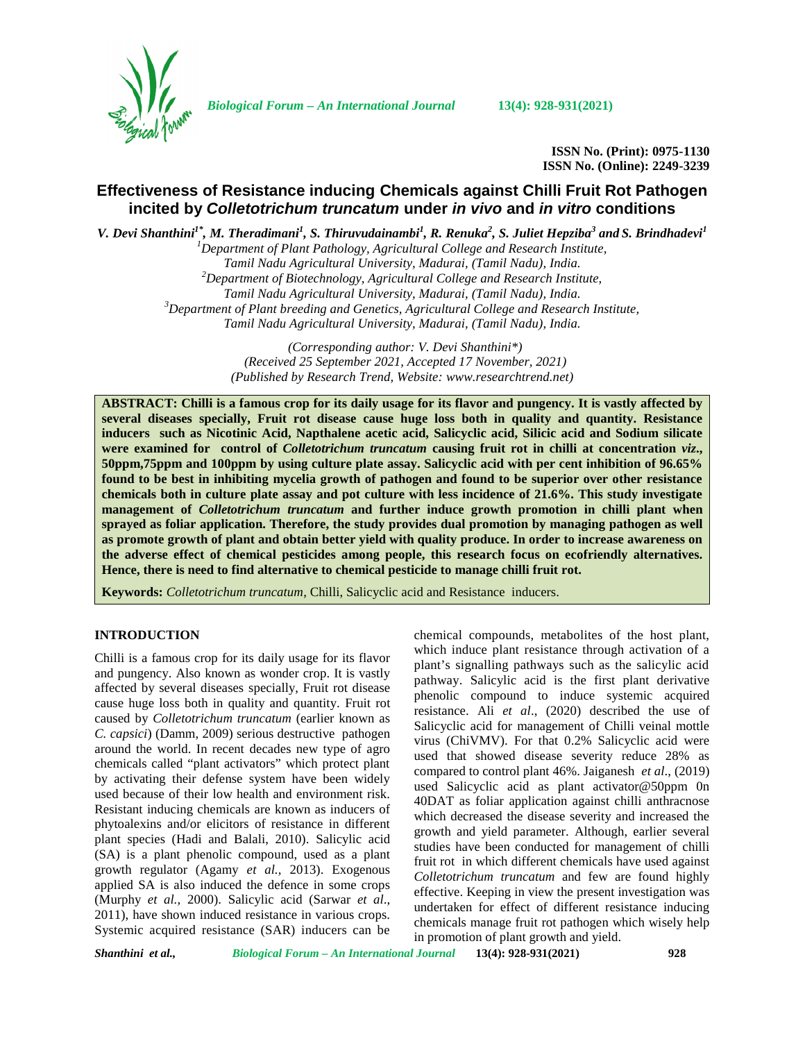ISSN No. (Print): 0975-1130
ISSN No. (Online): 2249-3239

# Effectiveness of Resistance inducing Chemicals against Chilli Fruit Rot Pathogen incited by *Colletotrichum truncatum* under *in vivo* and *in vitro* conditions

*V. Devi Shanthini[1*], M. Theradimani[1], S. Thiruvudainambi[1], R. Renuka[2], S. Juliet Hepziba[3] and S. Brindhadevi[1]*

[1]*Department of Plant Pathology, Agricultural College and Research Institute, Tamil Nadu Agricultural University, Madurai, (Tamil Nadu), India.*
[2]*Department of Biotechnology, Agricultural College and Research Institute, Tamil Nadu Agricultural University, Madurai, (Tamil Nadu), India.*
[3]*Department of Plant breeding and Genetics, Agricultural College and Research Institute, Tamil Nadu Agricultural University, Madurai, (Tamil Nadu), India.*

*(Corresponding author: V. Devi Shanthini\*)*
*(Received 25 September 2021, Accepted 17 November, 2021)*
*(Published by Research Trend, Website: www.researchtrend.net)*

**ABSTRACT: Chilli is a famous crop for its daily usage for its flavor and pungency. It is vastly affected by several diseases specially, Fruit rot disease cause huge loss both in quality and quantity. Resistance inducers such as Nicotinic Acid, Napthalene acetic acid, Salicyclic acid, Silicic acid and Sodium silicate were examined for control of *Colletotrichum truncatum* causing fruit rot in chilli at concentration *viz*., 50ppm,75ppm and 100ppm by using culture plate assay. Salicyclic acid with per cent inhibition of 96.65% found to be best in inhibiting mycelia growth of pathogen and found to be superior over other resistance chemicals both in culture plate assay and pot culture with less incidence of 21.6%. This study investigate management of *Colletotrichum truncatum* and further induce growth promotion in chilli plant when sprayed as foliar application. Therefore, the study provides dual promotion by managing pathogen as well as promote growth of plant and obtain better yield with quality produce. In order to increase awareness on the adverse effect of chemical pesticides among people, this research focus on ecofriendly alternatives. Hence, there is need to find alternative to chemical pesticide to manage chilli fruit rot.**

**Keywords:** *Colletotrichum truncatum*, Chilli, Salicyclic acid and Resistance inducers.

## INTRODUCTION

Chilli is a famous crop for its daily usage for its flavor and pungency. Also known as wonder crop. It is vastly affected by several diseases specially, Fruit rot disease cause huge loss both in quality and quantity. Fruit rot caused by *Colletotrichum truncatum* (earlier known as *C. capsici*) (Damm, 2009) serious destructive pathogen around the world. In recent decades new type of agro chemicals called "plant activators" which protect plant by activating their defense system have been widely used because of their low health and environment risk. Resistant inducing chemicals are known as inducers of phytoalexins and/or elicitors of resistance in different plant species (Hadi and Balali, 2010). Salicylic acid (SA) is a plant phenolic compound, used as a plant growth regulator (Agamy *et al.,* 2013). Exogenous applied SA is also induced the defence in some crops (Murphy *et al.,* 2000). Salicylic acid (Sarwar *et al*., 2011), have shown induced resistance in various crops. Systemic acquired resistance (SAR) inducers can be chemical compounds, metabolites of the host plant, which induce plant resistance through activation of a plant's signalling pathways such as the salicylic acid pathway. Salicylic acid is the first plant derivative phenolic compound to induce systemic acquired resistance. Ali *et al*., (2020) described the use of Salicylic acid for management of Chilli veinal mottle virus (ChiVMV). For that 0.2% Salicylic acid were used that showed disease severity reduce 28% as compared to control plant 46%. Jaiganesh *et al*., (2019) used Salicylic acid as plant activator@50ppm 0n 40DAT as foliar application against chilli anthracnose which decreased the disease severity and increased the growth and yield parameter. Although, earlier several studies have been conducted for management of chilli fruit rot in which different chemicals have used against *Colletotrichum truncatum* and few are found highly effective. Keeping in view the present investigation was undertaken for effect of different resistance inducing chemicals manage fruit rot pathogen which wisely help in promotion of plant growth and yield.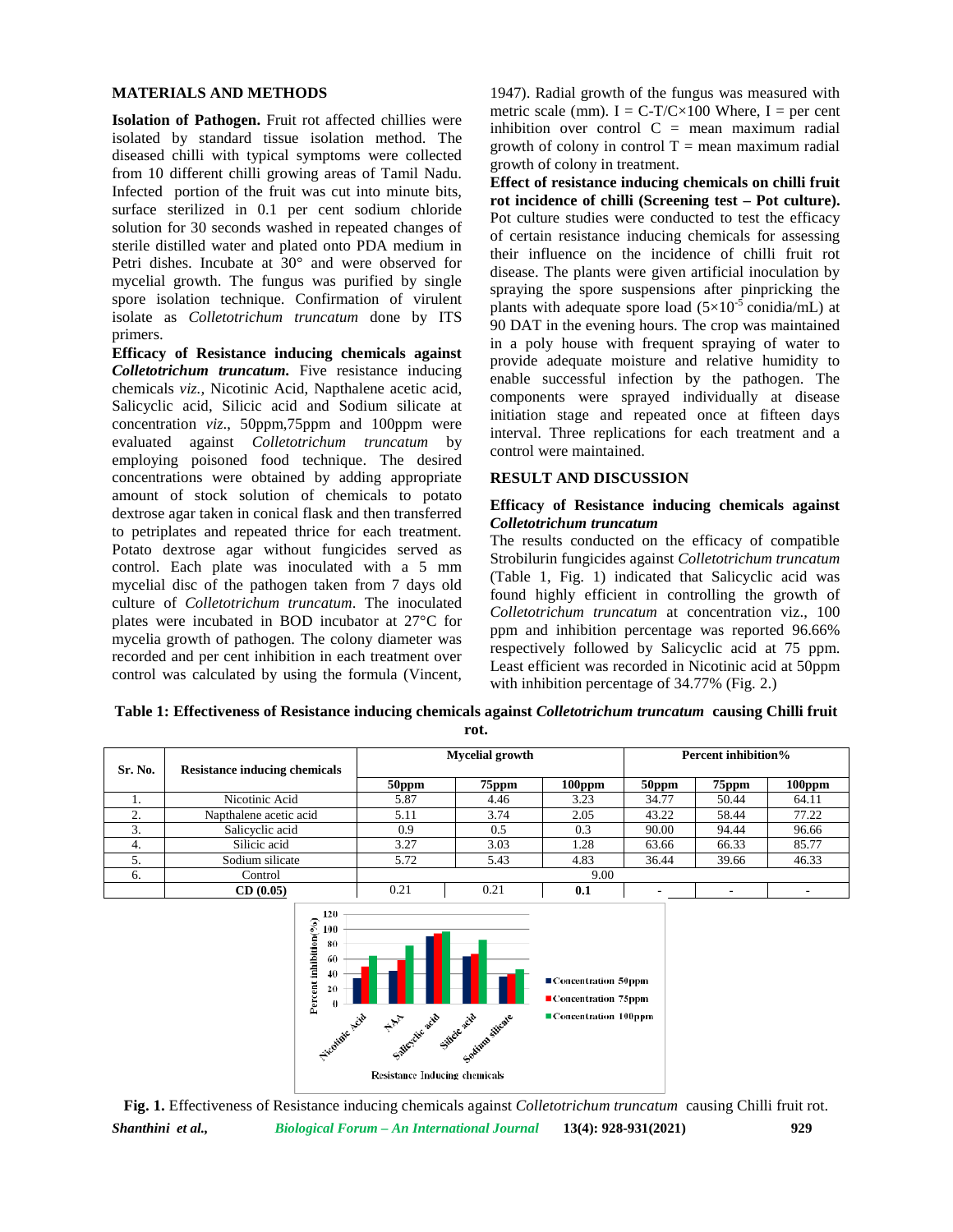## MATERIALS AND METHODS

**Isolation of Pathogen.** Fruit rot affected chillies were isolated by standard tissue isolation method. The diseased chilli with typical symptoms were collected from 10 different chilli growing areas of Tamil Nadu. Infected portion of the fruit was cut into minute bits, surface sterilized in 0.1 per cent sodium chloride solution for 30 seconds washed in repeated changes of sterile distilled water and plated onto PDA medium in Petri dishes. Incubate at 30° and were observed for mycelial growth. The fungus was purified by single spore isolation technique. Confirmation of virulent isolate as *Colletotrichum truncatum* done by ITS primers.

**Efficacy of Resistance inducing chemicals against *Colletotrichum truncatum*.** Five resistance inducing chemicals *viz.,* Nicotinic Acid, Napthalene acetic acid, Salicyclic acid, Silicic acid and Sodium silicate at concentration *viz*., 50ppm,75ppm and 100ppm were evaluated against *Colletotrichum truncatum* by employing poisoned food technique. The desired concentrations were obtained by adding appropriate amount of stock solution of chemicals to potato dextrose agar taken in conical flask and then transferred to petriplates and repeated thrice for each treatment. Potato dextrose agar without fungicides served as control. Each plate was inoculated with a 5 mm mycelial disc of the pathogen taken from 7 days old culture of *Colletotrichum truncatum*. The inoculated plates were incubated in BOD incubator at 27°C for mycelia growth of pathogen. The colony diameter was recorded and per cent inhibition in each treatment over control was calculated by using the formula (Vincent, 1947). Radial growth of the fungus was measured with metric scale (mm). $I = C\text{-}T/C \times 100$ Where, I = per cent inhibition over control C = mean maximum radial growth of colony in control T = mean maximum radial growth of colony in treatment.

**Effect of resistance inducing chemicals on chilli fruit rot incidence of chilli (Screening test – Pot culture).** Pot culture studies were conducted to test the efficacy of certain resistance inducing chemicals for assessing their influence on the incidence of chilli fruit rot disease. The plants were given artificial inoculation by spraying the spore suspensions after pinpricking the plants with adequate spore load ($5 \times 10^{-5}$ conidia/mL) at 90 DAT in the evening hours. The crop was maintained in a poly house with frequent spraying of water to provide adequate moisture and relative humidity to enable successful infection by the pathogen. The components were sprayed individually at disease initiation stage and repeated once at fifteen days interval. Three replications for each treatment and a control were maintained.

## RESULT AND DISCUSSION

### Efficacy of Resistance inducing chemicals against *Colletotrichum truncatum*

The results conducted on the efficacy of compatible Strobilurin fungicides against *Colletotrichum truncatum* (Table 1, Fig. 1) indicated that Salicyclic acid was found highly efficient in controlling the growth of *Colletotrichum truncatum* at concentration viz., 100 ppm and inhibition percentage was reported 96.66% respectively followed by Salicyclic acid at 75 ppm. Least efficient was recorded in Nicotinic acid at 50ppm with inhibition percentage of 34.77% (Fig. 2.)

**Table 1: Effectiveness of Resistance inducing chemicals against *Colletotrichum truncatum* causing Chilli fruit rot.**

| Sr. No. | Resistance inducing chemicals | Mycelial growth | | | Percent inhibition% | | |
|---|---|---|---|---|---|---|---|
| | | 50ppm | 75ppm | 100ppm | 50ppm | 75ppm | 100ppm |
| 1. | Nicotinic Acid | 5.87 | 4.46 | 3.23 | 34.77 | 50.44 | 64.11 |
| 2. | Napthalene acetic acid | 5.11 | 3.74 | 2.05 | 43.22 | 58.44 | 77.22 |
| 3. | Salicyclic acid | 0.9 | 0.5 | 0.3 | 90.00 | 94.44 | 96.66 |
| 4. | Silicic acid | 3.27 | 3.03 | 1.28 | 63.66 | 66.33 | 85.77 |
| 5. | Sodium silicate | 5.72 | 5.43 | 4.83 | 36.44 | 39.66 | 46.33 |
| 6. | Control | 9.00 | | | | | |
| | **CD (0.05)** | 0.21 | 0.21 | **0.1** | - | - | - |

**Fig. 1.** Effectiveness of Resistance inducing chemicals against *Colletotrichum truncatum* causing Chilli fruit rot.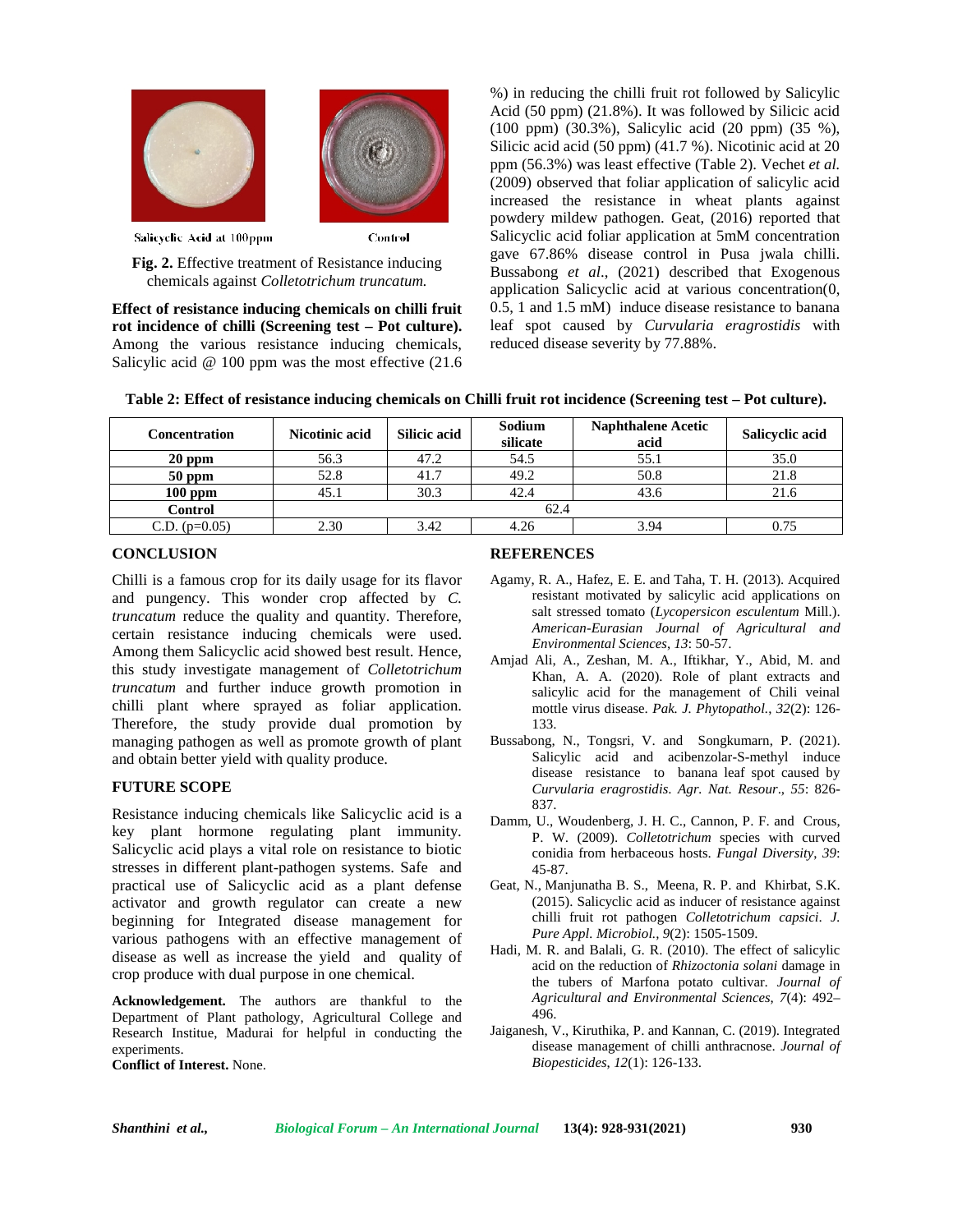Salicyclic Acid at 100ppm

Control

**Fig. 2.** Effective treatment of Resistance inducing chemicals against *Colletotrichum truncatum.*

**Effect of resistance inducing chemicals on chilli fruit rot incidence of chilli (Screening test – Pot culture).** Among the various resistance inducing chemicals, Salicylic acid @ 100 ppm was the most effective (21.6 %) in reducing the chilli fruit rot followed by Salicylic Acid (50 ppm) (21.8%). It was followed by Silicic acid (100 ppm) (30.3%), Salicylic acid (20 ppm) (35 %), Silicic acid acid (50 ppm) (41.7 %). Nicotinic acid at 20 ppm (56.3%) was least effective (Table 2). Vechet *et al.* (2009) observed that foliar application of salicylic acid increased the resistance in wheat plants against powdery mildew pathogen. Geat, (2016) reported that Salicylic acid foliar application at 5mM concentration gave 67.86% disease control in Pusa jwala chilli. Bussabong *et al*., (2021) described that Exogenous application Salicyclic acid at various concentration(0, 0.5, 1 and 1.5 mM) induce disease resistance to banana leaf spot caused by *Curvularia eragrostidis* with reduced disease severity by 77.88%.

**Table 2: Effect of resistance inducing chemicals on Chilli fruit rot incidence (Screening test – Pot culture).**

| Concentration | Nicotinic acid | Silicic acid | Sodium silicate | Naphthalene Acetic acid | Salicyclic acid |
|---|---|---|---|---|---|
| **20 ppm** | 56.3 | 47.2 | 54.5 | 55.1 | 35.0 |
| **50 ppm** | 52.8 | 41.7 | 49.2 | 50.8 | 21.8 |
| **100 ppm** | 45.1 | 30.3 | 42.4 | 43.6 | 21.6 |
| **Control** | 62.4 | | | | |
| C.D. (p=0.05) | 2.30 | 3.42 | 4.26 | 3.94 | 0.75 |

## CONCLUSION

Chilli is a famous crop for its daily usage for its flavor and pungency. This wonder crop affected by *C. truncatum* reduce the quality and quantity. Therefore, certain resistance inducing chemicals were used. Among them Salicyclic acid showed best result. Hence, this study investigate management of *Colletotrichum truncatum* and further induce growth promotion in chilli plant where sprayed as foliar application. Therefore, the study provide dual promotion by managing pathogen as well as promote growth of plant and obtain better yield with quality produce.

## FUTURE SCOPE

Resistance inducing chemicals like Salicyclic acid is a key plant hormone regulating plant immunity. Salicyclic acid plays a vital role on resistance to biotic stresses in different plant-pathogen systems. Safe and practical use of Salicyclic acid as a plant defense activator and growth regulator can create a new beginning for Integrated disease management for various pathogens with an effective management of disease as well as increase the yield and quality of crop produce with dual purpose in one chemical.

**Acknowledgement.** The authors are thankful to the Department of Plant pathology, Agricultural College and Research Institue, Madurai for helpful in conducting the experiments.

**Conflict of Interest.** None.

## REFERENCES

Agamy, R. A., Hafez, E. E. and Taha, T. H. (2013). Acquired resistant motivated by salicylic acid applications on salt stressed tomato (*Lycopersicon esculentum* Mill.). *American-Eurasian Journal of Agricultural and Environmental Sciences, 13*: 50-57.

Amjad Ali, A., Zeshan, M. A., Iftikhar, Y., Abid, M. and Khan, A. A. (2020). Role of plant extracts and salicylic acid for the management of Chili veinal mottle virus disease. *Pak. J. Phytopathol., 32*(2): 126-133.

Bussabong, N., Tongsri, V. and Songkumarn, P. (2021). Salicylic acid and acibenzolar-S-methyl induce disease resistance to banana leaf spot caused by *Curvularia eragrostidis*. *Agr. Nat. Resour*., *55*: 826-837.

Damm, U., Woudenberg, J. H. C., Cannon, P. F. and Crous, P. W. (2009). *Colletotrichum* species with curved conidia from herbaceous hosts. *Fungal Diversity*, *39*: 45-87.

Geat, N., Manjunatha B. S., Meena, R. P. and Khirbat, S.K. (2015). Salicyclic acid as inducer of resistance against chilli fruit rot pathogen *Colletotrichum capsici*. *J. Pure Appl. Microbiol., 9*(2): 1505-1509.

Hadi, M. R. and Balali, G. R. (2010). The effect of salicylic acid on the reduction of *Rhizoctonia solani* damage in the tubers of Marfona potato cultivar. *Journal of Agricultural and Environmental Sciences*, *7*(4): 492–496.

Jaiganesh, V., Kiruthika, P. and Kannan, C. (2019). Integrated disease management of chilli anthracnose. *Journal of Biopesticides*, *12*(1): 126-133.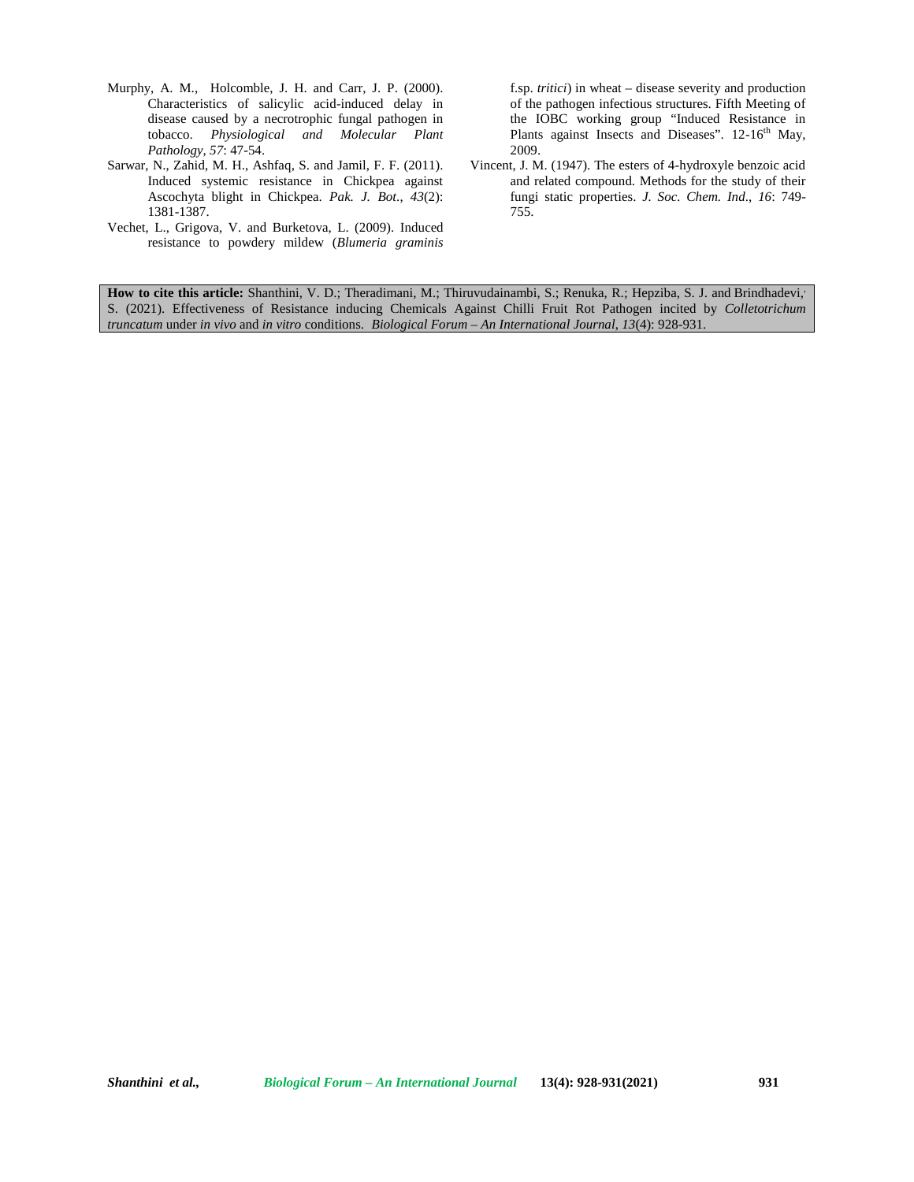Murphy, A. M., Holcomble, J. H. and Carr, J. P. (2000). Characteristics of salicylic acid-induced delay in disease caused by a necrotrophic fungal pathogen in tobacco. *Physiological and Molecular Plant Pathology*, *57*: 47-54.

Sarwar, N., Zahid, M. H., Ashfaq, S. and Jamil, F. F. (2011). Induced systemic resistance in Chickpea against Ascochyta blight in Chickpea. *Pak. J. Bot*., *43*(2): 1381-1387.

Vechet, L., Grigova, V. and Burketova, L. (2009). Induced resistance to powdery mildew (*Blumeria graminis* f.sp. *tritici*) in wheat – disease severity and production of the pathogen infectious structures. Fifth Meeting of the IOBC working group "Induced Resistance in Plants against Insects and Diseases". 12-16th May, 2009.

Vincent, J. M. (1947). The esters of 4-hydroxyle benzoic acid and related compound. Methods for the study of their fungi static properties. *J. Soc. Chem. Ind*., *16*: 749-755.

**How to cite this article:** Shanthini, V. D.; Theradimani, M.; Thiruvudainambi, S.; Renuka, R.; Hepziba, S. J. and Brindhadevi, S. (2021). Effectiveness of Resistance inducing Chemicals Against Chilli Fruit Rot Pathogen incited by *Colletotrichum truncatum* under *in vivo* and *in vitro* conditions. *Biological Forum – An International Journal*, *13*(4): 928-931.